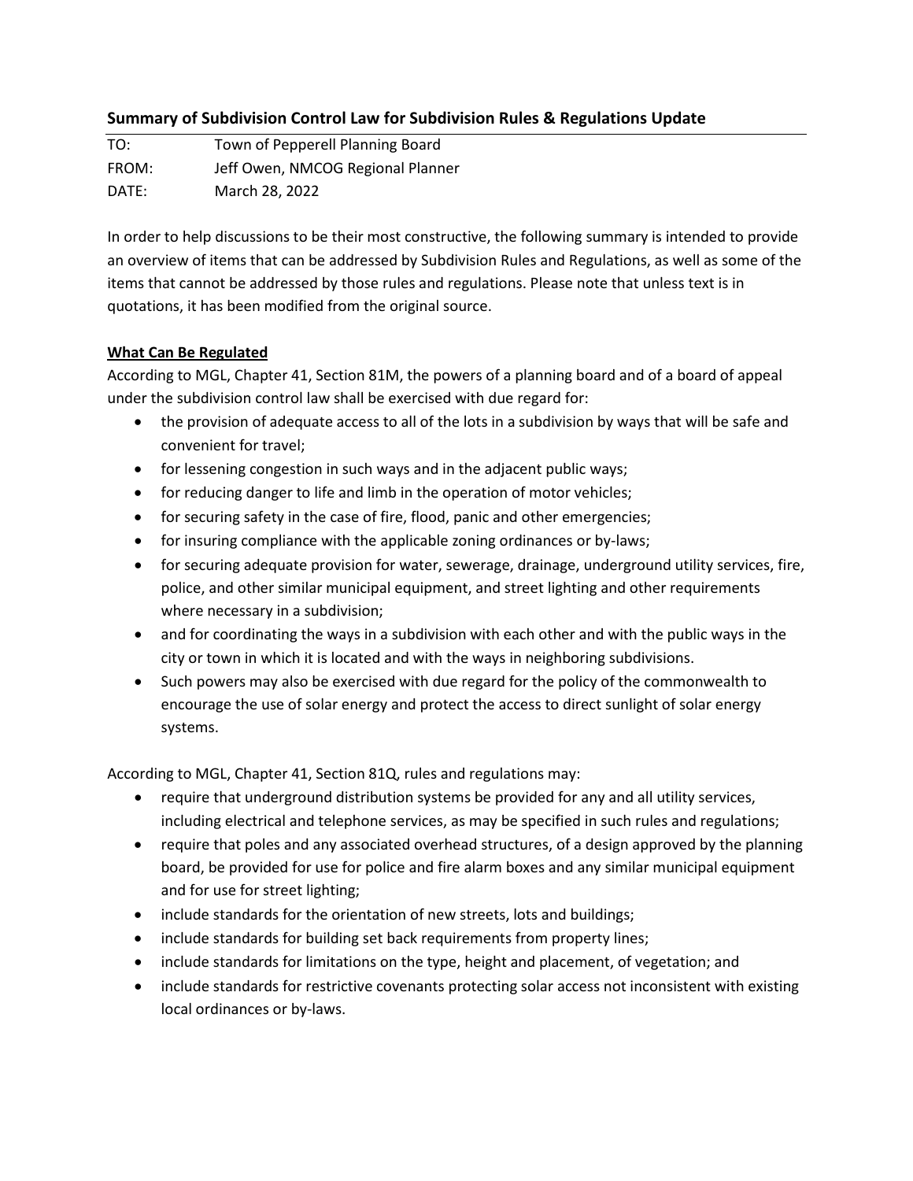## Summary of Subdivision Control Law for Subdivision Rules & Regulations Update

| | |
|---|---|
| TO: | Town of Pepperell Planning Board |
| FROM: | Jeff Owen, NMCOG Regional Planner |
| DATE: | March 28, 2022 |

In order to help discussions to be their most constructive, the following summary is intended to provide an overview of items that can be addressed by Subdivision Rules and Regulations, as well as some of the items that cannot be addressed by those rules and regulations. Please note that unless text is in quotations, it has been modified from the original source.

**<u>What Can Be Regulated</u>**

According to MGL, Chapter 41, Section 81M, the powers of a planning board and of a board of appeal under the subdivision control law shall be exercised with due regard for:

- the provision of adequate access to all of the lots in a subdivision by ways that will be safe and convenient for travel;
- for lessening congestion in such ways and in the adjacent public ways;
- for reducing danger to life and limb in the operation of motor vehicles;
- for securing safety in the case of fire, flood, panic and other emergencies;
- for insuring compliance with the applicable zoning ordinances or by-laws;
- for securing adequate provision for water, sewerage, drainage, underground utility services, fire, police, and other similar municipal equipment, and street lighting and other requirements where necessary in a subdivision;
- and for coordinating the ways in a subdivision with each other and with the public ways in the city or town in which it is located and with the ways in neighboring subdivisions.
- Such powers may also be exercised with due regard for the policy of the commonwealth to encourage the use of solar energy and protect the access to direct sunlight of solar energy systems.

According to MGL, Chapter 41, Section 81Q, rules and regulations may:

- require that underground distribution systems be provided for any and all utility services, including electrical and telephone services, as may be specified in such rules and regulations;
- require that poles and any associated overhead structures, of a design approved by the planning board, be provided for use for police and fire alarm boxes and any similar municipal equipment and for use for street lighting;
- include standards for the orientation of new streets, lots and buildings;
- include standards for building set back requirements from property lines;
- include standards for limitations on the type, height and placement, of vegetation; and
- include standards for restrictive covenants protecting solar access not inconsistent with existing local ordinances or by-laws.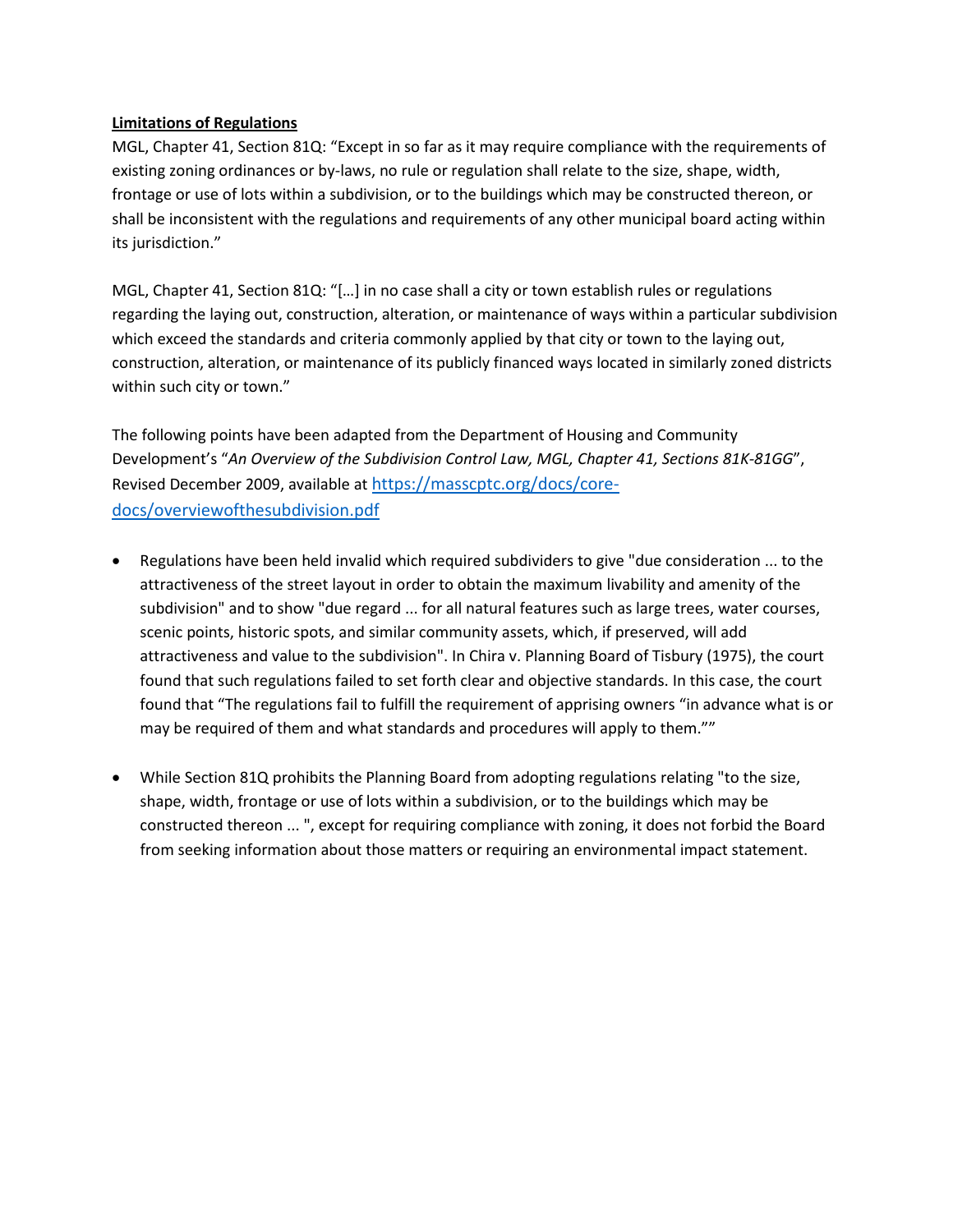**Limitations of Regulations**

MGL, Chapter 41, Section 81Q: "Except in so far as it may require compliance with the requirements of existing zoning ordinances or by-laws, no rule or regulation shall relate to the size, shape, width, frontage or use of lots within a subdivision, or to the buildings which may be constructed thereon, or shall be inconsistent with the regulations and requirements of any other municipal board acting within its jurisdiction."

MGL, Chapter 41, Section 81Q: "[…] in no case shall a city or town establish rules or regulations regarding the laying out, construction, alteration, or maintenance of ways within a particular subdivision which exceed the standards and criteria commonly applied by that city or town to the laying out, construction, alteration, or maintenance of its publicly financed ways located in similarly zoned districts within such city or town."

The following points have been adapted from the Department of Housing and Community Development's "*An Overview of the Subdivision Control Law, MGL, Chapter 41, Sections 81K-81GG*", Revised December 2009, available at [https://masscptc.org/docs/core-docs/overviewofthesubdivision.pdf](https://masscptc.org/docs/core-docs/overviewofthesubdivision.pdf)

- Regulations have been held invalid which required subdividers to give "due consideration ... to the attractiveness of the street layout in order to obtain the maximum livability and amenity of the subdivision" and to show "due regard ... for all natural features such as large trees, water courses, scenic points, historic spots, and similar community assets, which, if preserved, will add attractiveness and value to the subdivision". In Chira v. Planning Board of Tisbury (1975), the court found that such regulations failed to set forth clear and objective standards. In this case, the court found that "The regulations fail to fulfill the requirement of apprising owners "in advance what is or may be required of them and what standards and procedures will apply to them.""

- While Section 81Q prohibits the Planning Board from adopting regulations relating "to the size, shape, width, frontage or use of lots within a subdivision, or to the buildings which may be constructed thereon ... ", except for requiring compliance with zoning, it does not forbid the Board from seeking information about those matters or requiring an environmental impact statement.